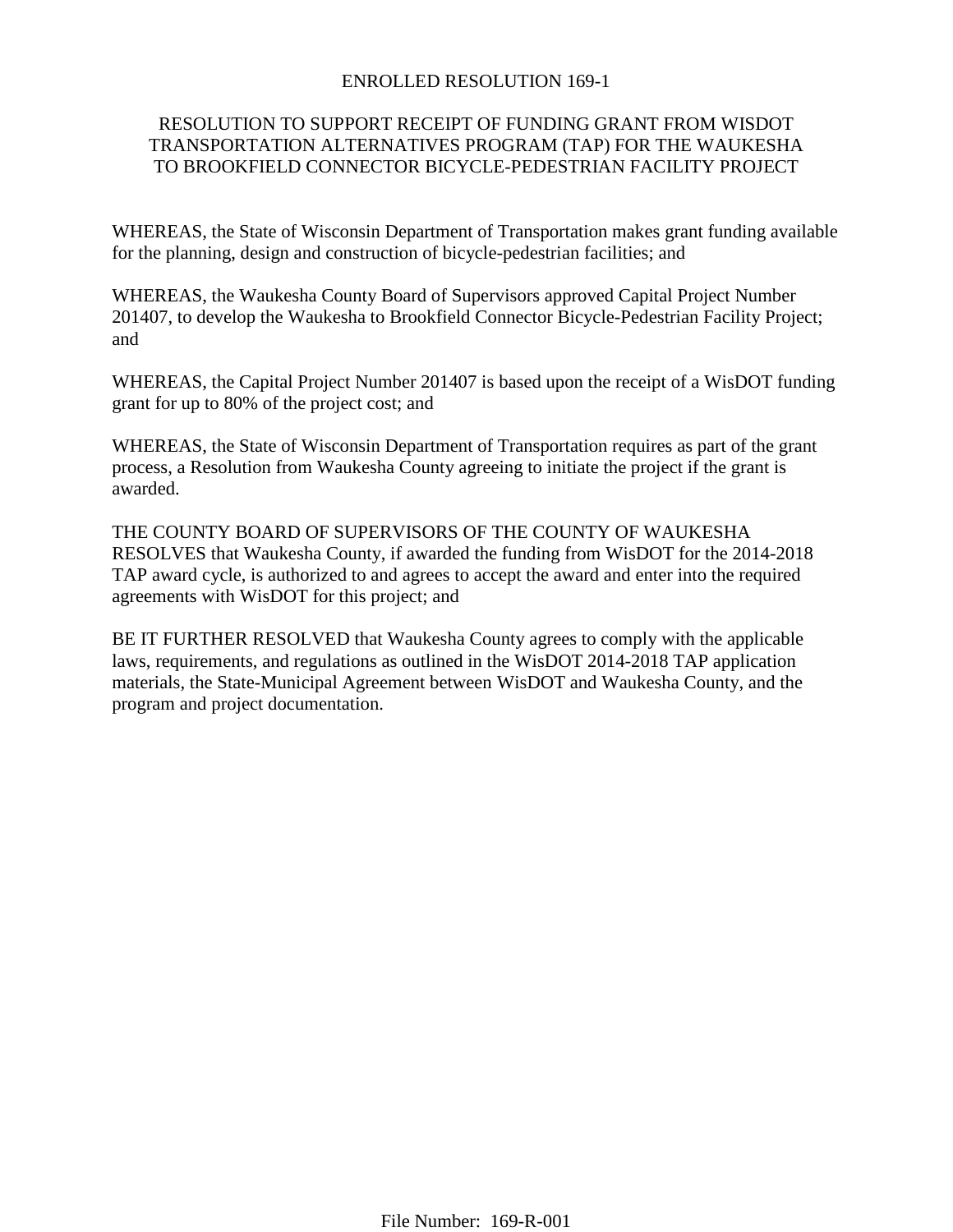# ENROLLED RESOLUTION 169-1

## RESOLUTION TO SUPPORT RECEIPT OF FUNDING GRANT FROM WISDOT TRANSPORTATION ALTERNATIVES PROGRAM (TAP) FOR THE WAUKESHA TO BROOKFIELD CONNECTOR BICYCLE-PEDESTRIAN FACILITY PROJECT

WHEREAS, the State of Wisconsin Department of Transportation makes grant funding available for the planning, design and construction of bicycle-pedestrian facilities; and

WHEREAS, the Waukesha County Board of Supervisors approved Capital Project Number 201407, to develop the Waukesha to Brookfield Connector Bicycle-Pedestrian Facility Project; and

WHEREAS, the Capital Project Number 201407 is based upon the receipt of a WisDOT funding grant for up to 80% of the project cost; and

WHEREAS, the State of Wisconsin Department of Transportation requires as part of the grant process, a Resolution from Waukesha County agreeing to initiate the project if the grant is awarded.

THE COUNTY BOARD OF SUPERVISORS OF THE COUNTY OF WAUKESHA RESOLVES that Waukesha County, if awarded the funding from WisDOT for the 2014-2018 TAP award cycle, is authorized to and agrees to accept the award and enter into the required agreements with WisDOT for this project; and

BE IT FURTHER RESOLVED that Waukesha County agrees to comply with the applicable laws, requirements, and regulations as outlined in the WisDOT 2014-2018 TAP application materials, the State-Municipal Agreement between WisDOT and Waukesha County, and the program and project documentation.

File Number: 169-R-001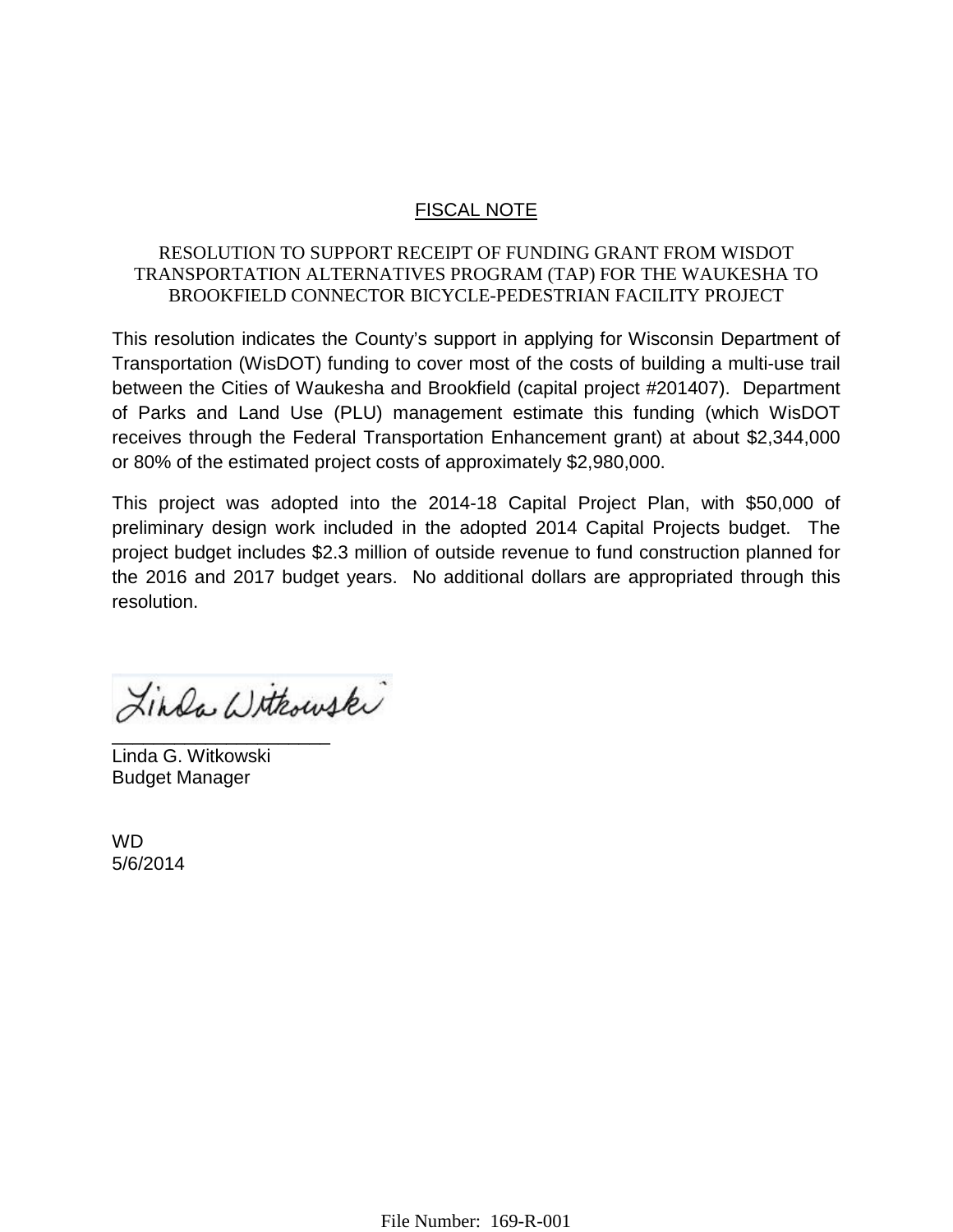## FISCAL NOTE

RESOLUTION TO SUPPORT RECEIPT OF FUNDING GRANT FROM WISDOT TRANSPORTATION ALTERNATIVES PROGRAM (TAP) FOR THE WAUKESHA TO BROOKFIELD CONNECTOR BICYCLE-PEDESTRIAN FACILITY PROJECT

This resolution indicates the County's support in applying for Wisconsin Department of Transportation (WisDOT) funding to cover most of the costs of building a multi-use trail between the Cities of Waukesha and Brookfield (capital project #201407). Department of Parks and Land Use (PLU) management estimate this funding (which WisDOT receives through the Federal Transportation Enhancement grant) at about $2,344,000 or 80% of the estimated project costs of approximately $2,980,000.

This project was adopted into the 2014-18 Capital Project Plan, with $50,000 of preliminary design work included in the adopted 2014 Capital Projects budget. The project budget includes $2.3 million of outside revenue to fund construction planned for the 2016 and 2017 budget years. No additional dollars are appropriated through this resolution.

Linda Witkowski

_____________________

Linda G. Witkowski
Budget Manager

WD
5/6/2014

File Number: 169-R-001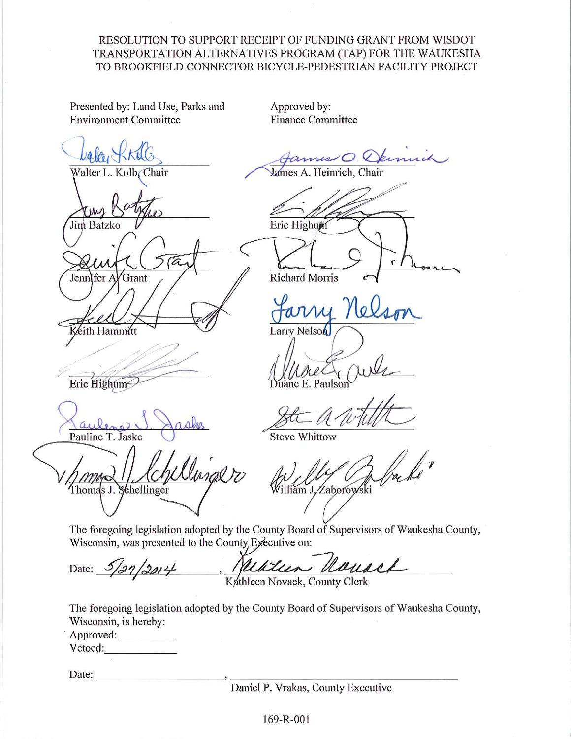RESOLUTION TO SUPPORT RECEIPT OF FUNDING GRANT FROM WISDOT TRANSPORTATION ALTERNATIVES PROGRAM (TAP) FOR THE WAUKESHA TO BROOKFIELD CONNECTOR BICYCLE-PEDESTRIAN FACILITY PROJECT

Presented by: Land Use, Parks and Environment Committee

Walter L. Kolb, Chair

Jim Batzko

Jennifer A. Grant

Keith Hammitt

Eric Highum

Pauline T. Jaske

Thomas J. Schellinger

Approved by: Finance Committee

James A. Heinrich, Chair

Eric Highum

Richard Morris

Larry Nelson

Duane E. Paulson

Steve Whittow

William J. Zaborowski

The foregoing legislation adopted by the County Board of Supervisors of Waukesha County, Wisconsin, was presented to the County Executive on:

Date: 5/27/2014, Kathleen Novack, County Clerk

The foregoing legislation adopted by the County Board of Supervisors of Waukesha County, Wisconsin, is hereby:

Approved: __________

Vetoed: __________

Date: __________, __________

Daniel P. Vrakas, County Executive

169-R-001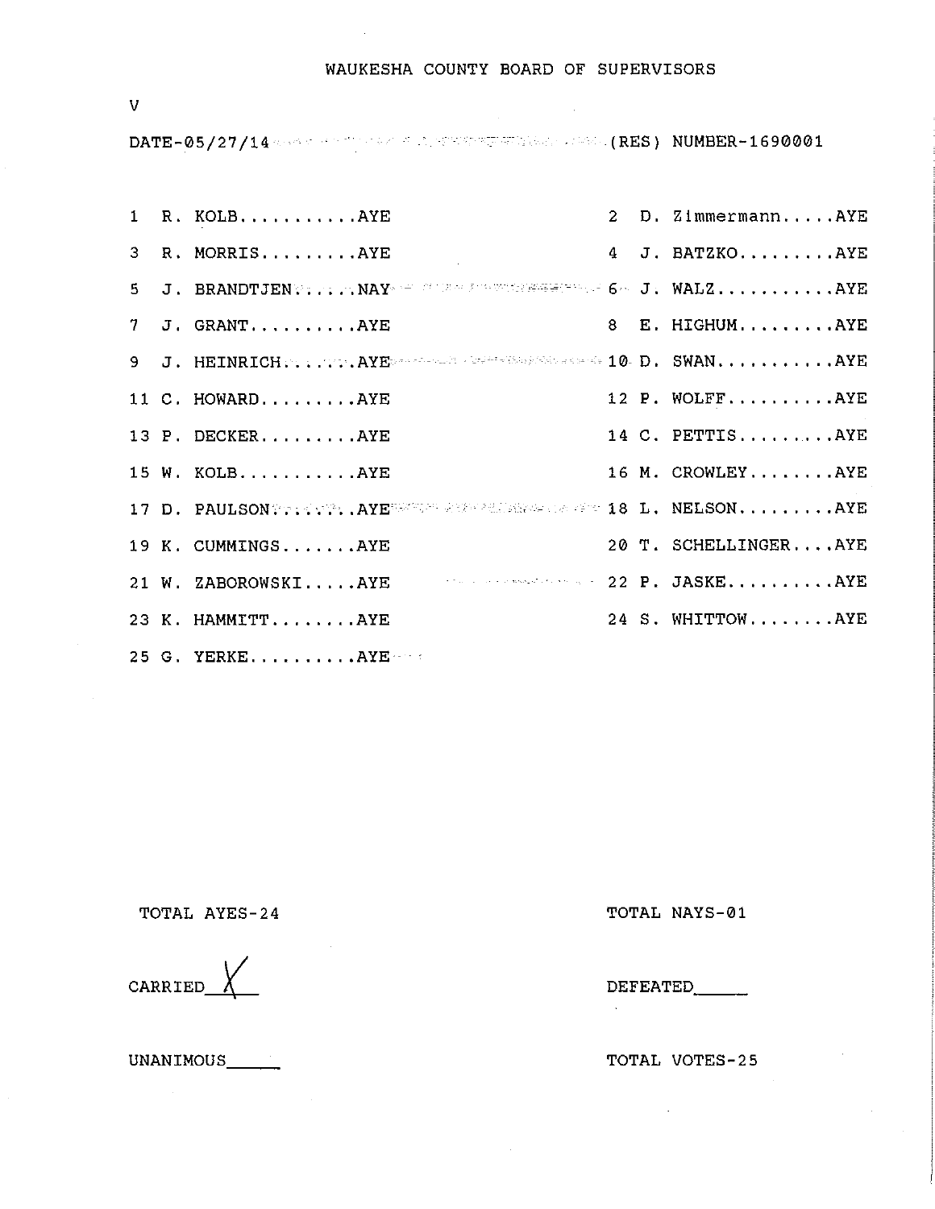# WAUKESHA COUNTY BOARD OF SUPERVISORS

V

DATE-05/27/14 (RES) NUMBER-1690001

| | |
|---|---|
| 1 R. KOLB...........AYE | 2 D. Zimmermann.....AYE |
| 3 R. MORRIS.........AYE | 4 J. BATZKO.........AYE |
| 5 J. BRANDTJEN......NAY | 6 J. WALZ...........AYE |
| 7 J. GRANT..........AYE | 8 E. HIGHUM.........AYE |
| 9 J. HEINRICH.......AYE | 10 D. SWAN...........AYE |
| 11 C. HOWARD.........AYE | 12 P. WOLFF..........AYE |
| 13 P. DECKER.........AYE | 14 C. PETTIS.........AYE |
| 15 W. KOLB...........AYE | 16 M. CROWLEY........AYE |
| 17 D. PAULSON........AYE | 18 L. NELSON.........AYE |
| 19 K. CUMMINGS.......AYE | 20 T. SCHELLINGER....AYE |
| 21 W. ZABOROWSKI.....AYE | 22 P. JASKE..........AYE |
| 23 K. HAMMITT........AYE | 24 S. WHITTOW........AYE |
| 25 G. YERKE..........AYE | |

TOTAL AYES-24 TOTAL NAYS-01

CARRIED X DEFEATED_____

UNANIMOUS_____ TOTAL VOTES-25